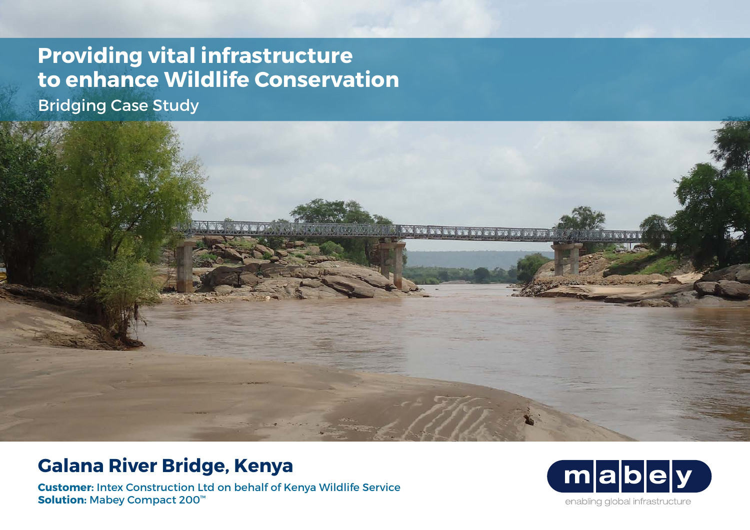# Providing vital infrastructure to enhance Wildlife Conservation

Bridging Case Study

## Galana River Bridge, Kenya

**Customer:** Intex Construction Ltd on behalf of Kenya Wildlife Service
**Solution:** Mabey Compact 200™

mabey

enabling global infrastructure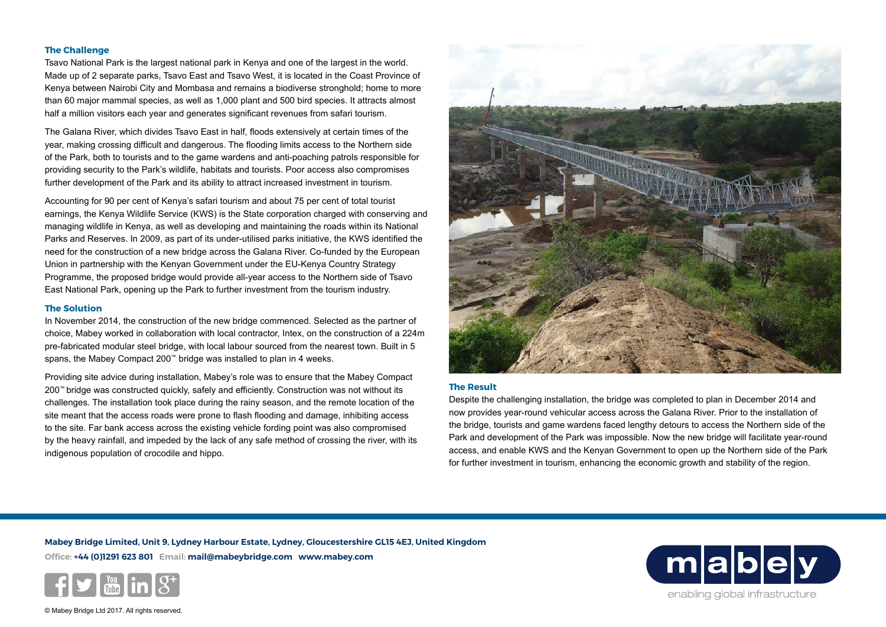### The Challenge

Tsavo National Park is the largest national park in Kenya and one of the largest in the world. Made up of 2 separate parks, Tsavo East and Tsavo West, it is located in the Coast Province of Kenya between Nairobi City and Mombasa and remains a biodiverse stronghold; home to more than 60 major mammal species, as well as 1,000 plant and 500 bird species. It attracts almost half a million visitors each year and generates significant revenues from safari tourism.

The Galana River, which divides Tsavo East in half, floods extensively at certain times of the year, making crossing difficult and dangerous. The flooding limits access to the Northern side of the Park, both to tourists and to the game wardens and anti-poaching patrols responsible for providing security to the Park's wildlife, habitats and tourists. Poor access also compromises further development of the Park and its ability to attract increased investment in tourism.

Accounting for 90 per cent of Kenya's safari tourism and about 75 per cent of total tourist earnings, the Kenya Wildlife Service (KWS) is the State corporation charged with conserving and managing wildlife in Kenya, as well as developing and maintaining the roads within its National Parks and Reserves. In 2009, as part of its under-utilised parks initiative, the KWS identified the need for the construction of a new bridge across the Galana River. Co-funded by the European Union in partnership with the Kenyan Government under the EU-Kenya Country Strategy Programme, the proposed bridge would provide all-year access to the Northern side of Tsavo East National Park, opening up the Park to further investment from the tourism industry.

### The Solution

In November 2014, the construction of the new bridge commenced. Selected as the partner of choice, Mabey worked in collaboration with local contractor, Intex, on the construction of a 224m pre-fabricated modular steel bridge, with local labour sourced from the nearest town. Built in 5 spans, the Mabey Compact 200™ bridge was installed to plan in 4 weeks.

Providing site advice during installation, Mabey's role was to ensure that the Mabey Compact 200™ bridge was constructed quickly, safely and efficiently. Construction was not without its challenges. The installation took place during the rainy season, and the remote location of the site meant that the access roads were prone to flash flooding and damage, inhibiting access to the site. Far bank access across the existing vehicle fording point was also compromised by the heavy rainfall, and impeded by the lack of any safe method of crossing the river, with its indigenous population of crocodile and hippo.

### The Result

Despite the challenging installation, the bridge was completed to plan in December 2014 and now provides year-round vehicular access across the Galana River. Prior to the installation of the bridge, tourists and game wardens faced lengthy detours to access the Northern side of the Park and development of the Park was impossible. Now the new bridge will facilitate year-round access, and enable KWS and the Kenyan Government to open up the Northern side of the Park for further investment in tourism, enhancing the economic growth and stability of the region.

**Mabey Bridge Limited, Unit 9, Lydney Harbour Estate, Lydney, Gloucestershire GL15 4EJ, United Kingdom**

Office: **+44 (0)1291 623 801** Email: **mail@mabeybridge.com** **www.mabey.com**

mabey

enabling global infrastructure

© Mabey Bridge Ltd 2017. All rights reserved.